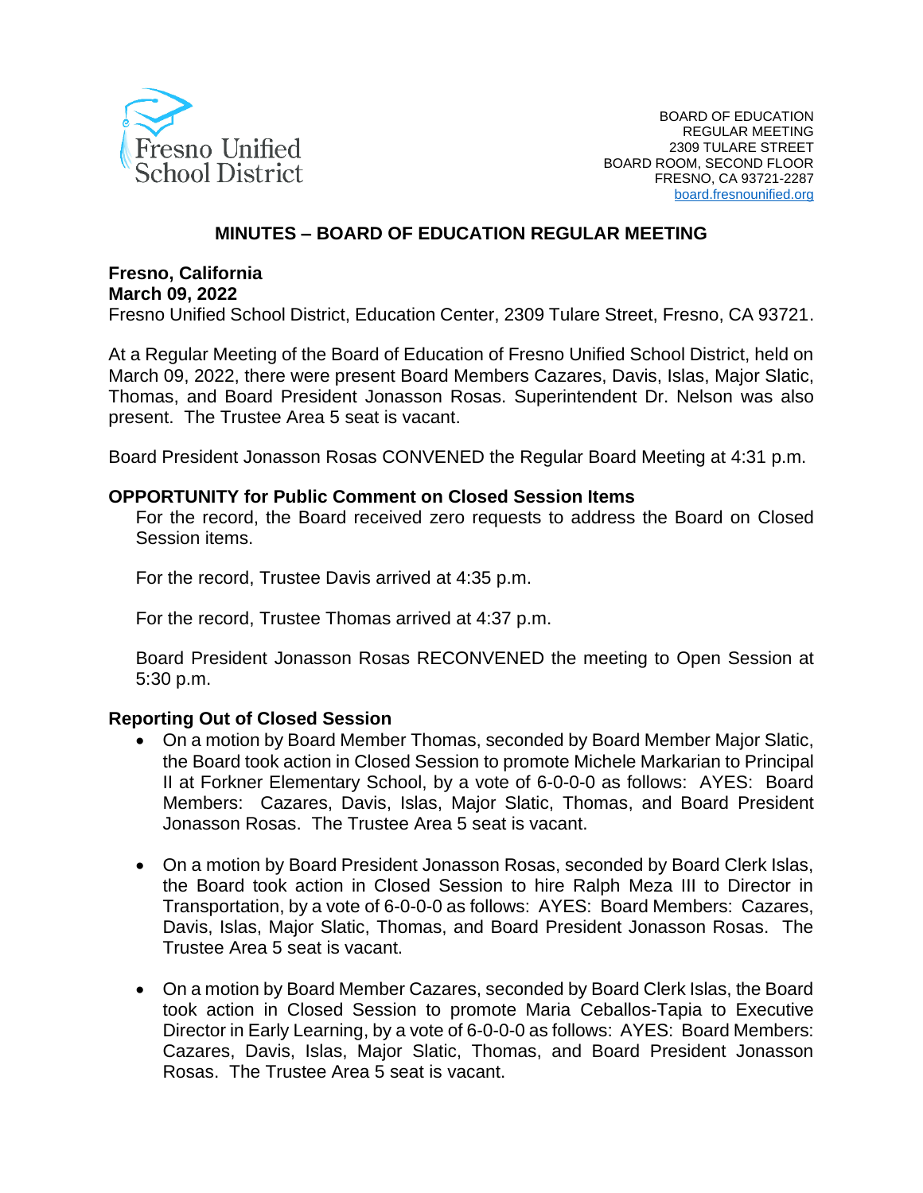Fresno Unified School District

BOARD OF EDUCATION
REGULAR MEETING
2309 TULARE STREET
BOARD ROOM, SECOND FLOOR
FRESNO, CA 93721-2287
board.fresnounified.org

# MINUTES – BOARD OF EDUCATION REGULAR MEETING

**Fresno, California**
**March 09, 2022**
Fresno Unified School District, Education Center, 2309 Tulare Street, Fresno, CA 93721.

At a Regular Meeting of the Board of Education of Fresno Unified School District, held on March 09, 2022, there were present Board Members Cazares, Davis, Islas, Major Slatic, Thomas, and Board President Jonasson Rosas. Superintendent Dr. Nelson was also present. The Trustee Area 5 seat is vacant.

Board President Jonasson Rosas CONVENED the Regular Board Meeting at 4:31 p.m.

### OPPORTUNITY for Public Comment on Closed Session Items

For the record, the Board received zero requests to address the Board on Closed Session items.

For the record, Trustee Davis arrived at 4:35 p.m.

For the record, Trustee Thomas arrived at 4:37 p.m.

Board President Jonasson Rosas RECONVENED the meeting to Open Session at 5:30 p.m.

### Reporting Out of Closed Session

- On a motion by Board Member Thomas, seconded by Board Member Major Slatic, the Board took action in Closed Session to promote Michele Markarian to Principal II at Forkner Elementary School, by a vote of 6-0-0-0 as follows: AYES: Board Members: Cazares, Davis, Islas, Major Slatic, Thomas, and Board President Jonasson Rosas. The Trustee Area 5 seat is vacant.

- On a motion by Board President Jonasson Rosas, seconded by Board Clerk Islas, the Board took action in Closed Session to hire Ralph Meza III to Director in Transportation, by a vote of 6-0-0-0 as follows: AYES: Board Members: Cazares, Davis, Islas, Major Slatic, Thomas, and Board President Jonasson Rosas. The Trustee Area 5 seat is vacant.

- On a motion by Board Member Cazares, seconded by Board Clerk Islas, the Board took action in Closed Session to promote Maria Ceballos-Tapia to Executive Director in Early Learning, by a vote of 6-0-0-0 as follows: AYES: Board Members: Cazares, Davis, Islas, Major Slatic, Thomas, and Board President Jonasson Rosas. The Trustee Area 5 seat is vacant.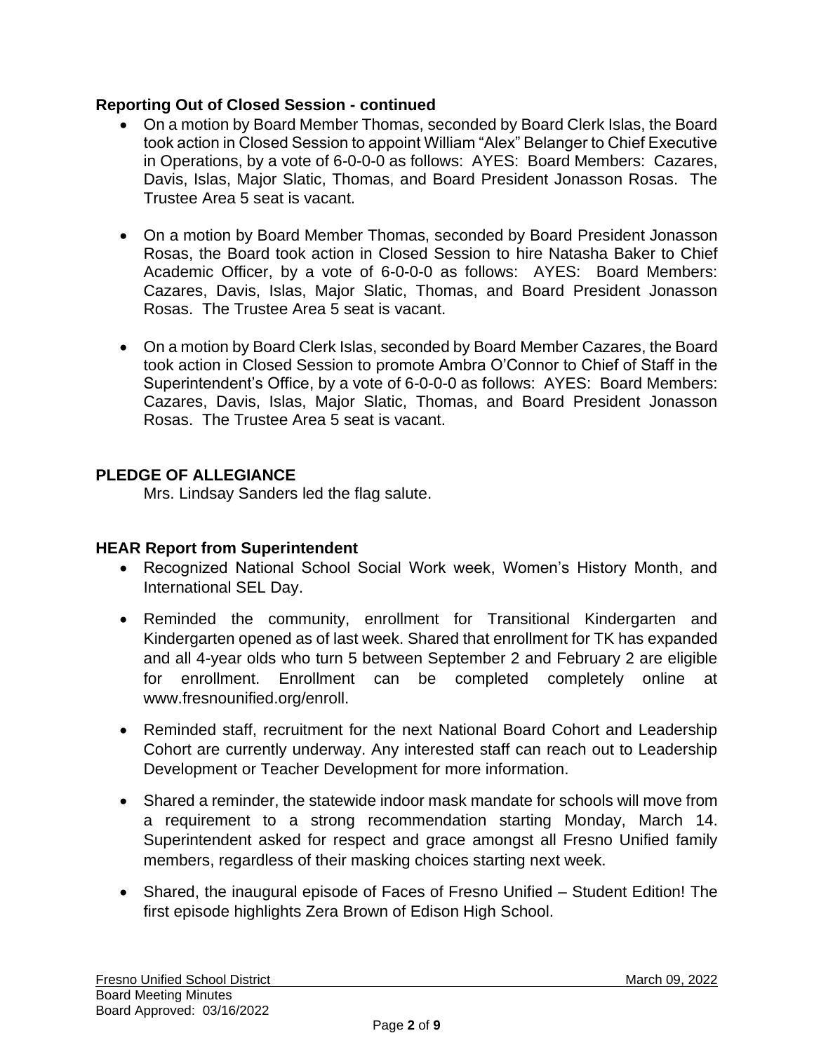**Reporting Out of Closed Session - continued**

- On a motion by Board Member Thomas, seconded by Board Clerk Islas, the Board took action in Closed Session to appoint William "Alex" Belanger to Chief Executive in Operations, by a vote of 6-0-0-0 as follows: AYES: Board Members: Cazares, Davis, Islas, Major Slatic, Thomas, and Board President Jonasson Rosas. The Trustee Area 5 seat is vacant.

- On a motion by Board Member Thomas, seconded by Board President Jonasson Rosas, the Board took action in Closed Session to hire Natasha Baker to Chief Academic Officer, by a vote of 6-0-0-0 as follows: AYES: Board Members: Cazares, Davis, Islas, Major Slatic, Thomas, and Board President Jonasson Rosas. The Trustee Area 5 seat is vacant.

- On a motion by Board Clerk Islas, seconded by Board Member Cazares, the Board took action in Closed Session to promote Ambra O'Connor to Chief of Staff in the Superintendent's Office, by a vote of 6-0-0-0 as follows: AYES: Board Members: Cazares, Davis, Islas, Major Slatic, Thomas, and Board President Jonasson Rosas. The Trustee Area 5 seat is vacant.

**PLEDGE OF ALLEGIANCE**

Mrs. Lindsay Sanders led the flag salute.

**HEAR Report from Superintendent**

- Recognized National School Social Work week, Women's History Month, and International SEL Day.

- Reminded the community, enrollment for Transitional Kindergarten and Kindergarten opened as of last week. Shared that enrollment for TK has expanded and all 4-year olds who turn 5 between September 2 and February 2 are eligible for enrollment. Enrollment can be completed completely online at www.fresnounified.org/enroll.

- Reminded staff, recruitment for the next National Board Cohort and Leadership Cohort are currently underway. Any interested staff can reach out to Leadership Development or Teacher Development for more information.

- Shared a reminder, the statewide indoor mask mandate for schools will move from a requirement to a strong recommendation starting Monday, March 14. Superintendent asked for respect and grace amongst all Fresno Unified family members, regardless of their masking choices starting next week.

- Shared, the inaugural episode of Faces of Fresno Unified – Student Edition! The first episode highlights Zera Brown of Edison High School.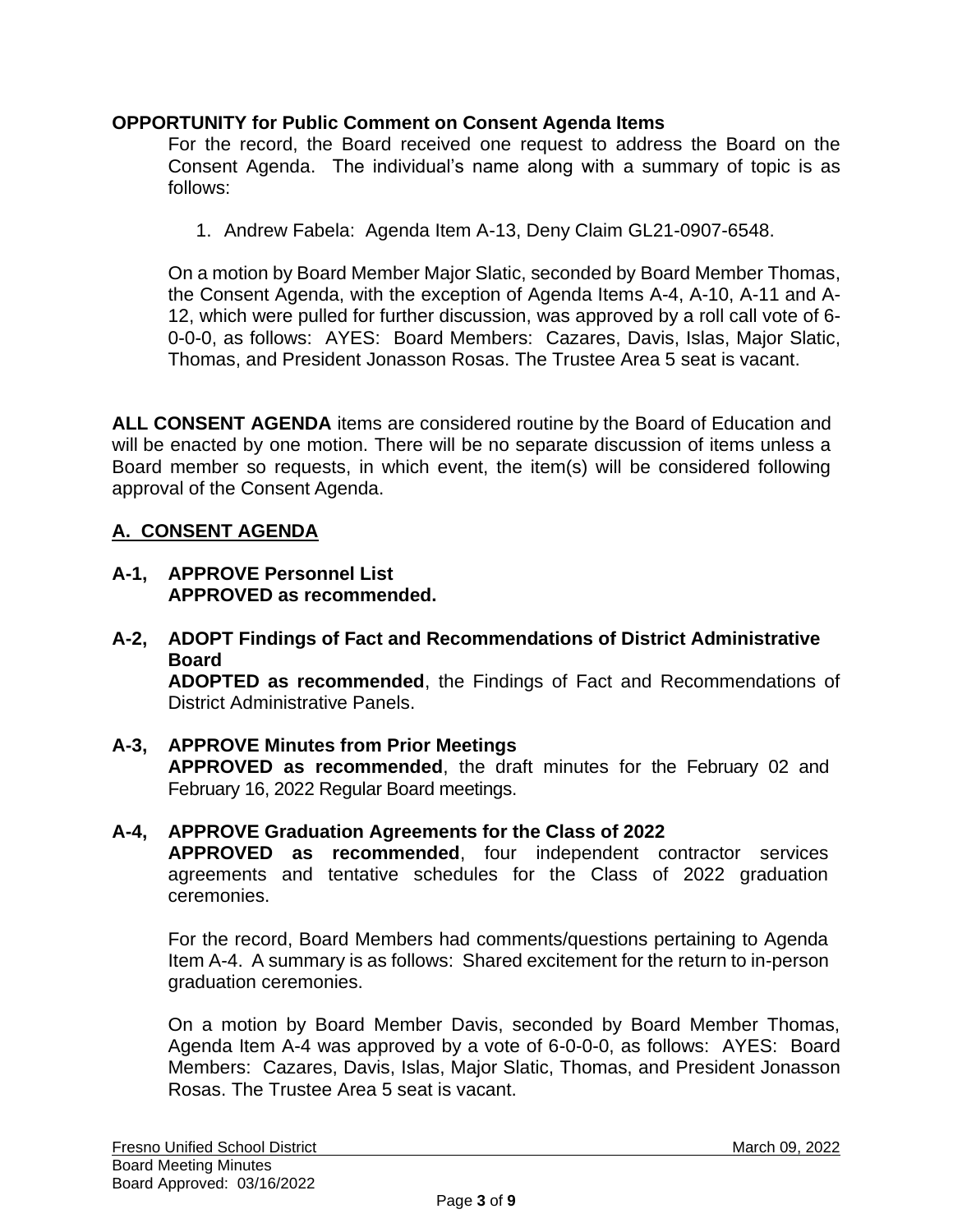**OPPORTUNITY for Public Comment on Consent Agenda Items**

For the record, the Board received one request to address the Board on the Consent Agenda. The individual's name along with a summary of topic is as follows:

1. Andrew Fabela: Agenda Item A-13, Deny Claim GL21-0907-6548.

On a motion by Board Member Major Slatic, seconded by Board Member Thomas, the Consent Agenda, with the exception of Agenda Items A-4, A-10, A-11 and A-12, which were pulled for further discussion, was approved by a roll call vote of 6-0-0-0, as follows: AYES: Board Members: Cazares, Davis, Islas, Major Slatic, Thomas, and President Jonasson Rosas. The Trustee Area 5 seat is vacant.

**ALL CONSENT AGENDA** items are considered routine by the Board of Education and will be enacted by one motion. There will be no separate discussion of items unless a Board member so requests, in which event, the item(s) will be considered following approval of the Consent Agenda.

## A. CONSENT AGENDA

**A-1, APPROVE Personnel List**
**APPROVED as recommended.**

**A-2, ADOPT Findings of Fact and Recommendations of District Administrative Board**
**ADOPTED as recommended**, the Findings of Fact and Recommendations of District Administrative Panels.

**A-3, APPROVE Minutes from Prior Meetings**
**APPROVED as recommended**, the draft minutes for the February 02 and February 16, 2022 Regular Board meetings.

**A-4, APPROVE Graduation Agreements for the Class of 2022**
**APPROVED as recommended**, four independent contractor services agreements and tentative schedules for the Class of 2022 graduation ceremonies.

For the record, Board Members had comments/questions pertaining to Agenda Item A-4. A summary is as follows: Shared excitement for the return to in-person graduation ceremonies.

On a motion by Board Member Davis, seconded by Board Member Thomas, Agenda Item A-4 was approved by a vote of 6-0-0-0, as follows: AYES: Board Members: Cazares, Davis, Islas, Major Slatic, Thomas, and President Jonasson Rosas. The Trustee Area 5 seat is vacant.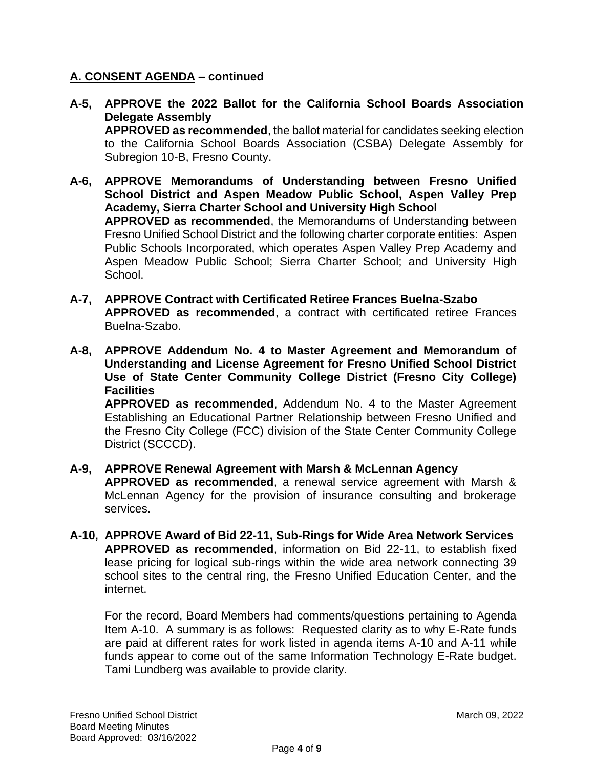**A. CONSENT AGENDA – continued**

**A-5, APPROVE the 2022 Ballot for the California School Boards Association Delegate Assembly**
**APPROVED as recommended**, the ballot material for candidates seeking election to the California School Boards Association (CSBA) Delegate Assembly for Subregion 10-B, Fresno County.

**A-6, APPROVE Memorandums of Understanding between Fresno Unified School District and Aspen Meadow Public School, Aspen Valley Prep Academy, Sierra Charter School and University High School**
**APPROVED as recommended**, the Memorandums of Understanding between Fresno Unified School District and the following charter corporate entities: Aspen Public Schools Incorporated, which operates Aspen Valley Prep Academy and Aspen Meadow Public School; Sierra Charter School; and University High School.

**A-7, APPROVE Contract with Certificated Retiree Frances Buelna-Szabo**
**APPROVED as recommended**, a contract with certificated retiree Frances Buelna-Szabo.

**A-8, APPROVE Addendum No. 4 to Master Agreement and Memorandum of Understanding and License Agreement for Fresno Unified School District Use of State Center Community College District (Fresno City College) Facilities**
**APPROVED as recommended**, Addendum No. 4 to the Master Agreement Establishing an Educational Partner Relationship between Fresno Unified and the Fresno City College (FCC) division of the State Center Community College District (SCCCD).

**A-9, APPROVE Renewal Agreement with Marsh & McLennan Agency**
**APPROVED as recommended**, a renewal service agreement with Marsh & McLennan Agency for the provision of insurance consulting and brokerage services.

**A-10, APPROVE Award of Bid 22-11, Sub-Rings for Wide Area Network Services**
**APPROVED as recommended**, information on Bid 22-11, to establish fixed lease pricing for logical sub-rings within the wide area network connecting 39 school sites to the central ring, the Fresno Unified Education Center, and the internet.

For the record, Board Members had comments/questions pertaining to Agenda Item A-10. A summary is as follows: Requested clarity as to why E-Rate funds are paid at different rates for work listed in agenda items A-10 and A-11 while funds appear to come out of the same Information Technology E-Rate budget. Tami Lundberg was available to provide clarity.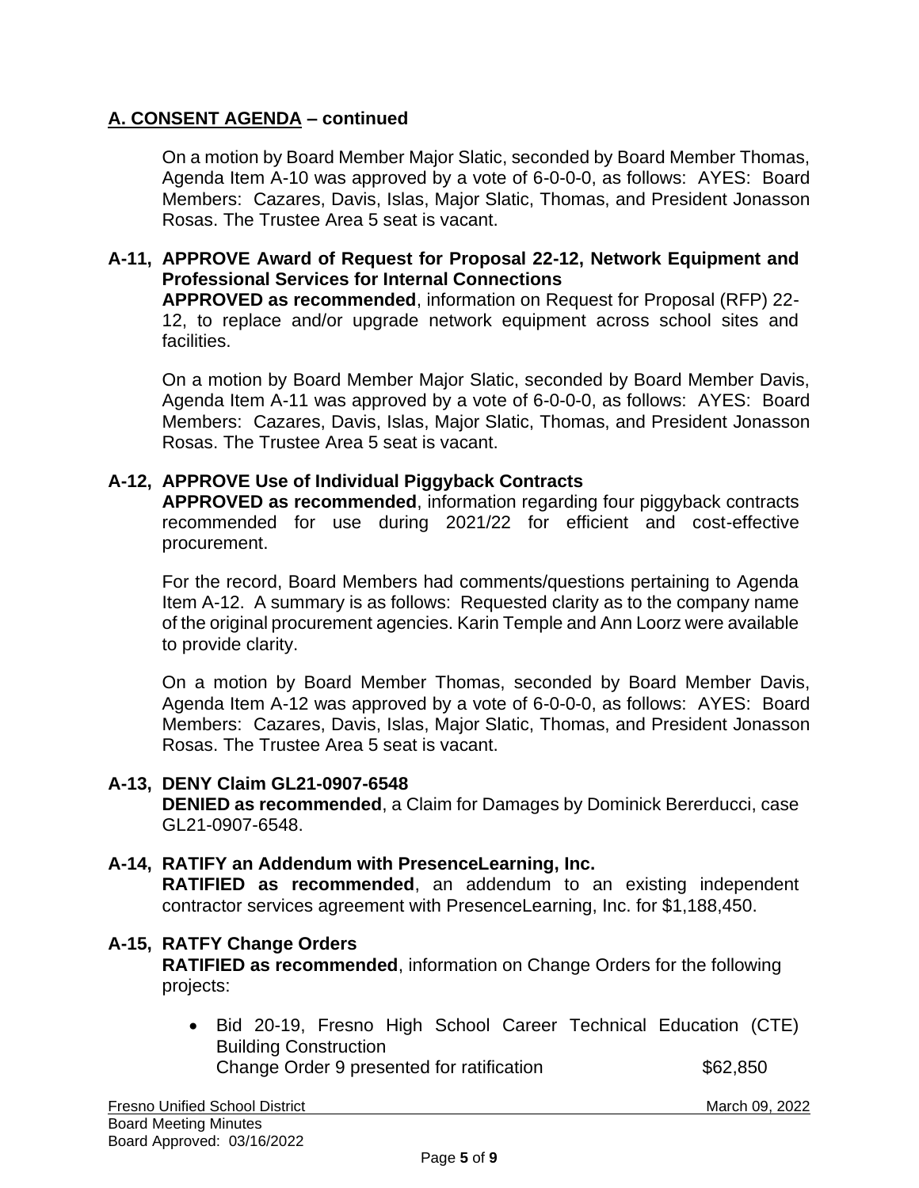## A. CONSENT AGENDA – continued

On a motion by Board Member Major Slatic, seconded by Board Member Thomas, Agenda Item A-10 was approved by a vote of 6-0-0-0, as follows: AYES: Board Members: Cazares, Davis, Islas, Major Slatic, Thomas, and President Jonasson Rosas. The Trustee Area 5 seat is vacant.

**A-11, APPROVE Award of Request for Proposal 22-12, Network Equipment and Professional Services for Internal Connections**

**APPROVED as recommended**, information on Request for Proposal (RFP) 22-12, to replace and/or upgrade network equipment across school sites and facilities.

On a motion by Board Member Major Slatic, seconded by Board Member Davis, Agenda Item A-11 was approved by a vote of 6-0-0-0, as follows: AYES: Board Members: Cazares, Davis, Islas, Major Slatic, Thomas, and President Jonasson Rosas. The Trustee Area 5 seat is vacant.

**A-12, APPROVE Use of Individual Piggyback Contracts**

**APPROVED as recommended**, information regarding four piggyback contracts recommended for use during 2021/22 for efficient and cost-effective procurement.

For the record, Board Members had comments/questions pertaining to Agenda Item A-12. A summary is as follows: Requested clarity as to the company name of the original procurement agencies. Karin Temple and Ann Loorz were available to provide clarity.

On a motion by Board Member Thomas, seconded by Board Member Davis, Agenda Item A-12 was approved by a vote of 6-0-0-0, as follows: AYES: Board Members: Cazares, Davis, Islas, Major Slatic, Thomas, and President Jonasson Rosas. The Trustee Area 5 seat is vacant.

**A-13, DENY Claim GL21-0907-6548**

**DENIED as recommended**, a Claim for Damages by Dominick Bererducci, case GL21-0907-6548.

**A-14, RATIFY an Addendum with PresenceLearning, Inc.**

**RATIFIED as recommended**, an addendum to an existing independent contractor services agreement with PresenceLearning, Inc. for $1,188,450.

**A-15, RATFY Change Orders**

**RATIFIED as recommended**, information on Change Orders for the following projects:

- Bid 20-19, Fresno High School Career Technical Education (CTE) Building Construction
  Change Order 9 presented for ratification $62,850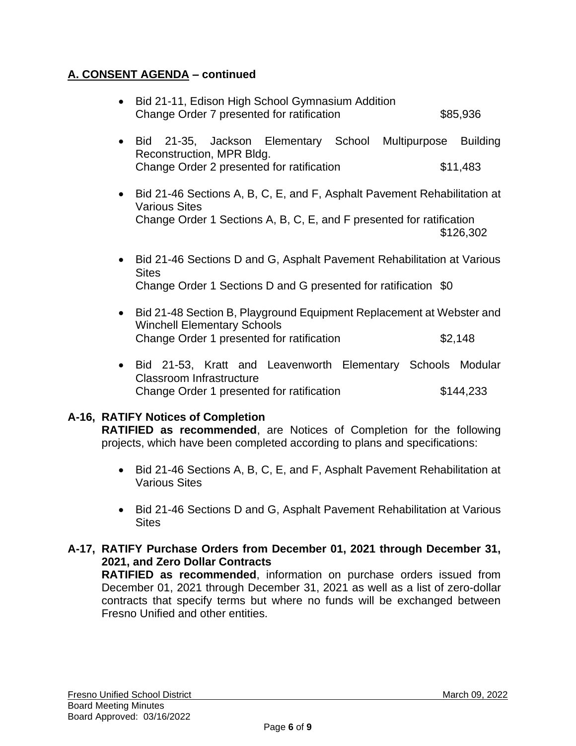**A. CONSENT AGENDA – continued**

- Bid 21-11, Edison High School Gymnasium Addition
  Change Order 7 presented for ratification $85,936

- Bid 21-35, Jackson Elementary School Multipurpose Building Reconstruction, MPR Bldg.
  Change Order 2 presented for ratification $11,483

- Bid 21-46 Sections A, B, C, E, and F, Asphalt Pavement Rehabilitation at Various Sites
  Change Order 1 Sections A, B, C, E, and F presented for ratification $126,302

- Bid 21-46 Sections D and G, Asphalt Pavement Rehabilitation at Various Sites
  Change Order 1 Sections D and G presented for ratification $0

- Bid 21-48 Section B, Playground Equipment Replacement at Webster and Winchell Elementary Schools
  Change Order 1 presented for ratification $2,148

- Bid 21-53, Kratt and Leavenworth Elementary Schools Modular Classroom Infrastructure
  Change Order 1 presented for ratification $144,233

**A-16, RATIFY Notices of Completion**
**RATIFIED as recommended**, are Notices of Completion for the following projects, which have been completed according to plans and specifications:

- Bid 21-46 Sections A, B, C, E, and F, Asphalt Pavement Rehabilitation at Various Sites

- Bid 21-46 Sections D and G, Asphalt Pavement Rehabilitation at Various Sites

**A-17, RATIFY Purchase Orders from December 01, 2021 through December 31, 2021, and Zero Dollar Contracts**
**RATIFIED as recommended**, information on purchase orders issued from December 01, 2021 through December 31, 2021 as well as a list of zero-dollar contracts that specify terms but where no funds will be exchanged between Fresno Unified and other entities.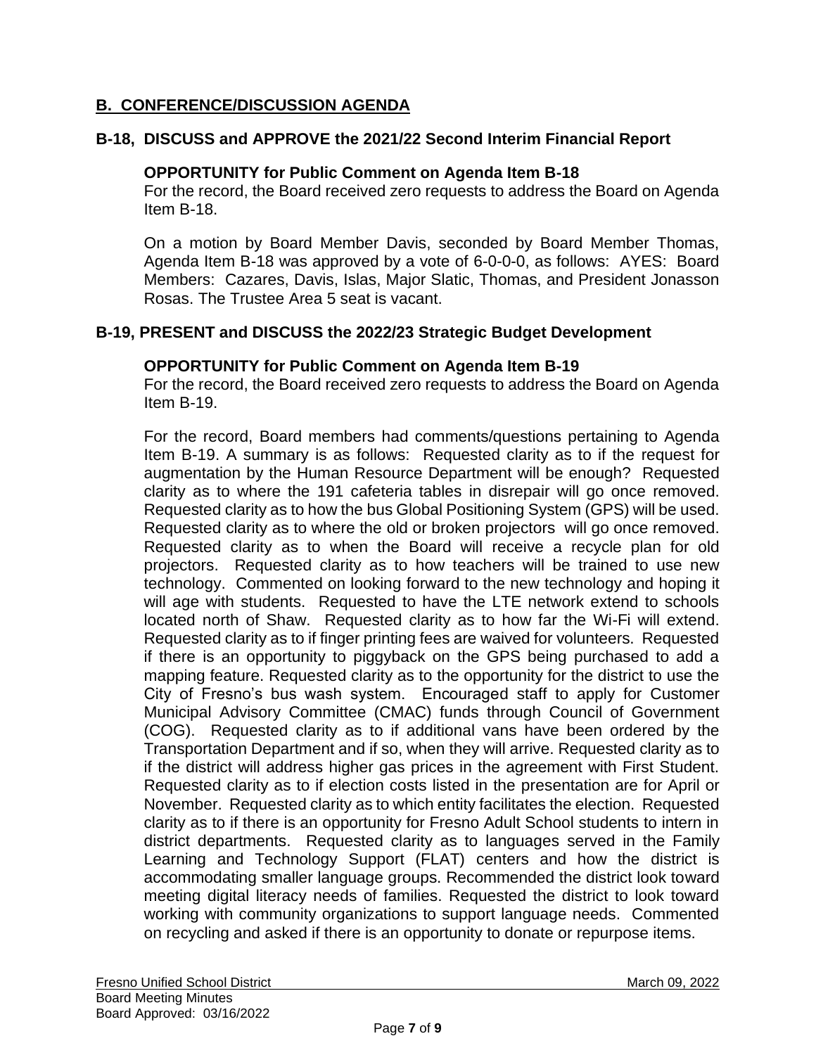## B. CONFERENCE/DISCUSSION AGENDA

### B-18, DISCUSS and APPROVE the 2021/22 Second Interim Financial Report

**OPPORTUNITY for Public Comment on Agenda Item B-18**

For the record, the Board received zero requests to address the Board on Agenda Item B-18.

On a motion by Board Member Davis, seconded by Board Member Thomas, Agenda Item B-18 was approved by a vote of 6-0-0-0, as follows: AYES: Board Members: Cazares, Davis, Islas, Major Slatic, Thomas, and President Jonasson Rosas. The Trustee Area 5 seat is vacant.

### B-19, PRESENT and DISCUSS the 2022/23 Strategic Budget Development

**OPPORTUNITY for Public Comment on Agenda Item B-19**

For the record, the Board received zero requests to address the Board on Agenda Item B-19.

For the record, Board members had comments/questions pertaining to Agenda Item B-19. A summary is as follows: Requested clarity as to if the request for augmentation by the Human Resource Department will be enough? Requested clarity as to where the 191 cafeteria tables in disrepair will go once removed. Requested clarity as to how the bus Global Positioning System (GPS) will be used. Requested clarity as to where the old or broken projectors will go once removed. Requested clarity as to when the Board will receive a recycle plan for old projectors. Requested clarity as to how teachers will be trained to use new technology. Commented on looking forward to the new technology and hoping it will age with students. Requested to have the LTE network extend to schools located north of Shaw. Requested clarity as to how far the Wi-Fi will extend. Requested clarity as to if finger printing fees are waived for volunteers. Requested if there is an opportunity to piggyback on the GPS being purchased to add a mapping feature. Requested clarity as to the opportunity for the district to use the City of Fresno's bus wash system. Encouraged staff to apply for Customer Municipal Advisory Committee (CMAC) funds through Council of Government (COG). Requested clarity as to if additional vans have been ordered by the Transportation Department and if so, when they will arrive. Requested clarity as to if the district will address higher gas prices in the agreement with First Student. Requested clarity as to if election costs listed in the presentation are for April or November. Requested clarity as to which entity facilitates the election. Requested clarity as to if there is an opportunity for Fresno Adult School students to intern in district departments. Requested clarity as to languages served in the Family Learning and Technology Support (FLAT) centers and how the district is accommodating smaller language groups. Recommended the district look toward meeting digital literacy needs of families. Requested the district to look toward working with community organizations to support language needs. Commented on recycling and asked if there is an opportunity to donate or repurpose items.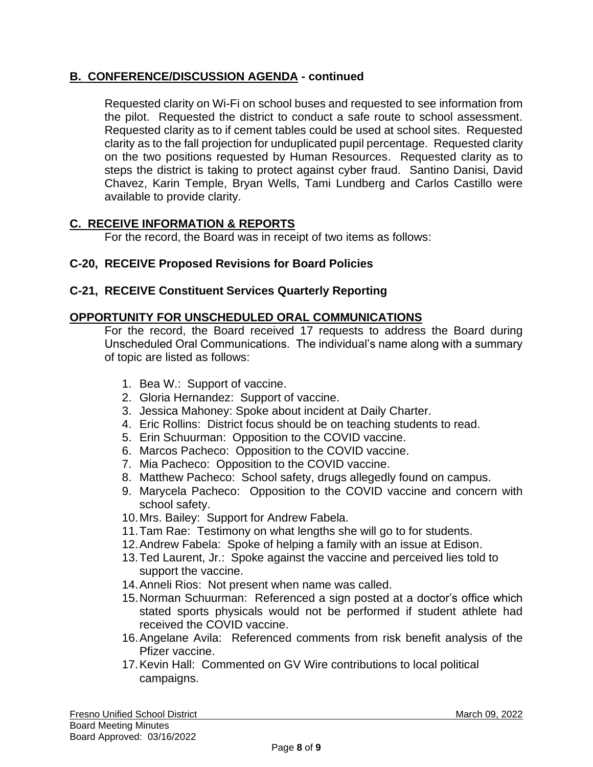## B. CONFERENCE/DISCUSSION AGENDA - continued

Requested clarity on Wi-Fi on school buses and requested to see information from the pilot. Requested the district to conduct a safe route to school assessment. Requested clarity as to if cement tables could be used at school sites. Requested clarity as to the fall projection for unduplicated pupil percentage. Requested clarity on the two positions requested by Human Resources. Requested clarity as to steps the district is taking to protect against cyber fraud. Santino Danisi, David Chavez, Karin Temple, Bryan Wells, Tami Lundberg and Carlos Castillo were available to provide clarity.

## C. RECEIVE INFORMATION & REPORTS

For the record, the Board was in receipt of two items as follows:

### C-20, RECEIVE Proposed Revisions for Board Policies

### C-21, RECEIVE Constituent Services Quarterly Reporting

## OPPORTUNITY FOR UNSCHEDULED ORAL COMMUNICATIONS

For the record, the Board received 17 requests to address the Board during Unscheduled Oral Communications. The individual's name along with a summary of topic are listed as follows:

1. Bea W.: Support of vaccine.
2. Gloria Hernandez: Support of vaccine.
3. Jessica Mahoney: Spoke about incident at Daily Charter.
4. Eric Rollins: District focus should be on teaching students to read.
5. Erin Schuurman: Opposition to the COVID vaccine.
6. Marcos Pacheco: Opposition to the COVID vaccine.
7. Mia Pacheco: Opposition to the COVID vaccine.
8. Matthew Pacheco: School safety, drugs allegedly found on campus.
9. Marycela Pacheco: Opposition to the COVID vaccine and concern with school safety.
10. Mrs. Bailey: Support for Andrew Fabela.
11. Tam Rae: Testimony on what lengths she will go to for students.
12. Andrew Fabela: Spoke of helping a family with an issue at Edison.
13. Ted Laurent, Jr.: Spoke against the vaccine and perceived lies told to support the vaccine.
14. Anneli Rios: Not present when name was called.
15. Norman Schuurman: Referenced a sign posted at a doctor's office which stated sports physicals would not be performed if student athlete had received the COVID vaccine.
16. Angelane Avila: Referenced comments from risk benefit analysis of the Pfizer vaccine.
17. Kevin Hall: Commented on GV Wire contributions to local political campaigns.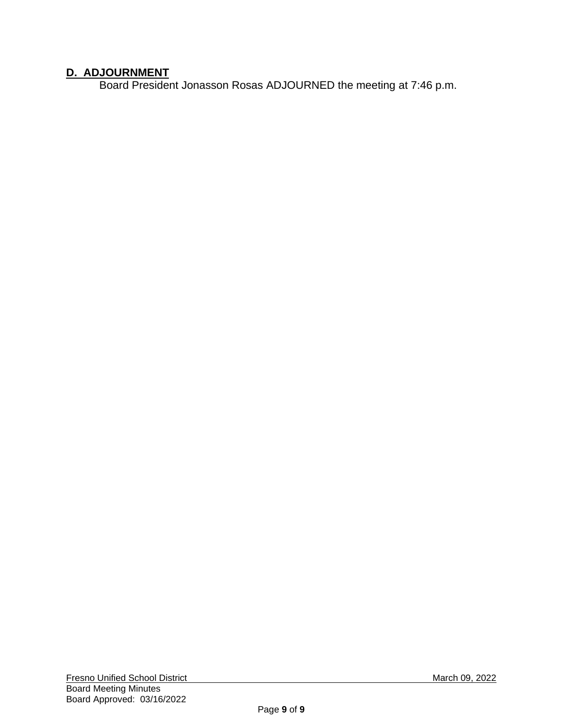## D. ADJOURNMENT

Board President Jonasson Rosas ADJOURNED the meeting at 7:46 p.m.